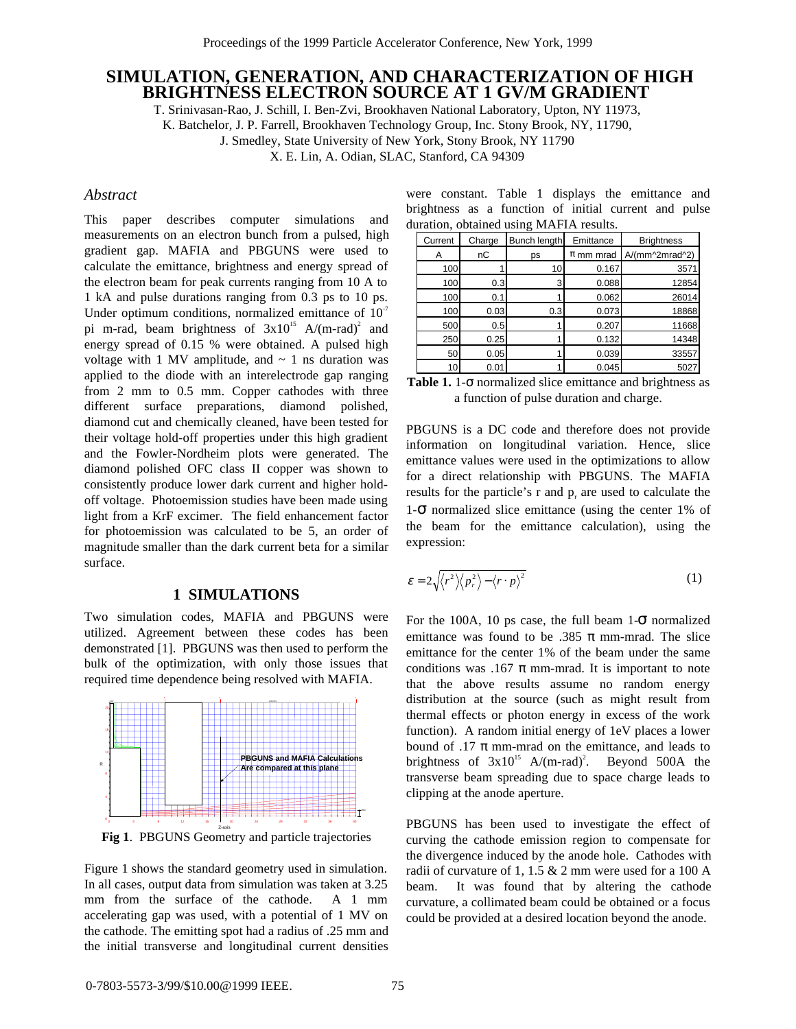# SIMULATION, GENERATION, AND CHARACTERIZATION OF HIGH BRIGHTNESS ELECTRON SOURCE AT 1 GV/M GRADIENT

T. Srinivasan-Rao, J. Schill, I. Ben-Zvi, Brookhaven National Laboratory, Upton, NY 11973,
K. Batchelor, J. P. Farrell, Brookhaven Technology Group, Inc. Stony Brook, NY, 11790,
J. Smedley, State University of New York, Stony Brook, NY 11790
X. E. Lin, A. Odian, SLAC, Stanford, CA 94309

## *Abstract*

This paper describes computer simulations and measurements on an electron bunch from a pulsed, high gradient gap. MAFIA and PBGUNS were used to calculate the emittance, brightness and energy spread of the electron beam for peak currents ranging from 10 A to 1 kA and pulse durations ranging from 0.3 ps to 10 ps. Under optimum conditions, normalized emittance of $10^{-7}$ pi m-rad, beam brightness of $3x10^{15}$ A/(m-rad)$^2$ and energy spread of 0.15 % were obtained. A pulsed high voltage with 1 MV amplitude, and ~ 1 ns duration was applied to the diode with an interelectrode gap ranging from 2 mm to 0.5 mm. Copper cathodes with three different surface preparations, diamond polished, diamond cut and chemically cleaned, have been tested for their voltage hold-off properties under this high gradient and the Fowler-Nordheim plots were generated. The diamond polished OFC class II copper was shown to consistently produce lower dark current and higher hold-off voltage. Photoemission studies have been made using light from a KrF excimer. The field enhancement factor for photoemission was calculated to be 5, an order of magnitude smaller than the dark current beta for a similar surface.

## 1 SIMULATIONS

Two simulation codes, MAFIA and PBGUNS were utilized. Agreement between these codes has been demonstrated [1]. PBGUNS was then used to perform the bulk of the optimization, with only those issues that required time dependence being resolved with MAFIA.

**Fig 1**. PBGUNS Geometry and particle trajectories

Figure 1 shows the standard geometry used in simulation. In all cases, output data from simulation was taken at 3.25 mm from the surface of the cathode. A 1 mm accelerating gap was used, with a potential of 1 MV on the cathode. The emitting spot had a radius of .25 mm and the initial transverse and longitudinal current densities were constant. Table 1 displays the emittance and brightness as a function of initial current and pulse duration, obtained using MAFIA results.

| Current | Charge | Bunch length | Emittance | Brightness |
|---|---|---|---|---|
| A | nC | ps | π mm mrad | A/(mm^2mrad^2) |
| 100 | 1 | 10 | 0.167 | 3571 |
| 100 | 0.3 | 3 | 0.088 | 12854 |
| 100 | 0.1 | 1 | 0.062 | 26014 |
| 100 | 0.03 | 0.3 | 0.073 | 18868 |
| 500 | 0.5 | 1 | 0.207 | 11668 |
| 250 | 0.25 | 1 | 0.132 | 14348 |
| 50 | 0.05 | 1 | 0.039 | 33557 |
| 10 | 0.01 | 1 | 0.045 | 5027 |

**Table 1.** 1-σ normalized slice emittance and brightness as a function of pulse duration and charge.

PBGUNS is a DC code and therefore does not provide information on longitudinal variation. Hence, slice emittance values were used in the optimizations to allow for a direct relationship with PBGUNS. The MAFIA results for the particle's r and $p_r$ are used to calculate the 1-σ normalized slice emittance (using the center 1% of the beam for the emittance calculation), using the expression:

$$\varepsilon = 2\sqrt{\langle r^2\rangle\langle p_r^2\rangle - \langle r\cdot p\rangle^2} \tag{1}$$

For the 100A, 10 ps case, the full beam 1-σ normalized emittance was found to be .385 π mm-mrad. The slice emittance for the center 1% of the beam under the same conditions was .167 π mm-mrad. It is important to note that the above results assume no random energy distribution at the source (such as might result from thermal effects or photon energy in excess of the work function). A random initial energy of 1eV places a lower bound of .17 π mm-mrad on the emittance, and leads to brightness of $3x10^{15}$ A/(m-rad)$^2$. Beyond 500A the transverse beam spreading due to space charge leads to clipping at the anode aperture.

PBGUNS has been used to investigate the effect of curving the cathode emission region to compensate for the divergence induced by the anode hole. Cathodes with radii of curvature of 1, 1.5 & 2 mm were used for a 100 A beam. It was found that by altering the cathode curvature, a collimated beam could be obtained or a focus could be provided at a desired location beyond the anode.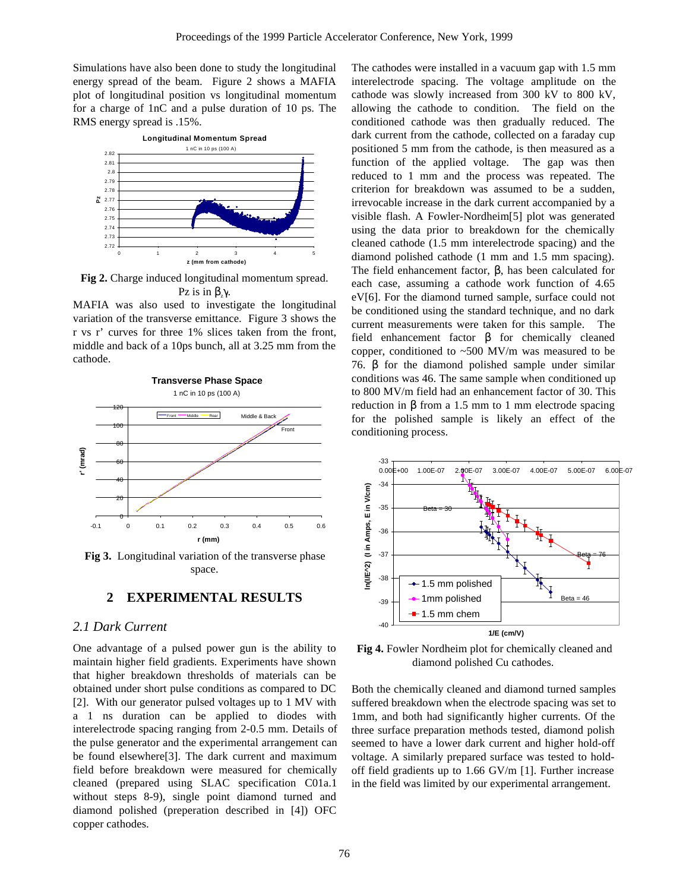Simulations have also been done to study the longitudinal energy spread of the beam. Figure 2 shows a MAFIA plot of longitudinal position vs longitudinal momentum for a charge of 1nC and a pulse duration of 10 ps. The RMS energy spread is .15%.

**Fig 2.** Charge induced longitudinal momentum spread. Pz is in $\beta_z\gamma$.

MAFIA was also used to investigate the longitudinal variation of the transverse emittance. Figure 3 shows the r vs r' curves for three 1% slices taken from the front, middle and back of a 10ps bunch, all at 3.25 mm from the cathode.

**Fig 3.** Longitudinal variation of the transverse phase space.

## 2 EXPERIMENTAL RESULTS

### *2.1 Dark Current*

One advantage of a pulsed power gun is the ability to maintain higher field gradients. Experiments have shown that higher breakdown thresholds of materials can be obtained under short pulse conditions as compared to DC [2]. With our generator pulsed voltages up to 1 MV with a 1 ns duration can be applied to diodes with interelectrode spacing ranging from 2-0.5 mm. Details of the pulse generator and the experimental arrangement can be found elsewhere[3]. The dark current and maximum field before breakdown were measured for chemically cleaned (prepared using SLAC specification C01a.1 without steps 8-9), single point diamond turned and diamond polished (preperation described in [4]) OFC copper cathodes.

The cathodes were installed in a vacuum gap with 1.5 mm interelectrode spacing. The voltage amplitude on the cathode was slowly increased from 300 kV to 800 kV, allowing the cathode to condition. The field on the conditioned cathode was then gradually reduced. The dark current from the cathode, collected on a faraday cup positioned 5 mm from the cathode, is then measured as a function of the applied voltage. The gap was then reduced to 1 mm and the process was repeated. The criterion for breakdown was assumed to be a sudden, irrevocable increase in the dark current accompanied by a visible flash. A Fowler-Nordheim[5] plot was generated using the data prior to breakdown for the chemically cleaned cathode (1.5 mm interelectrode spacing) and the diamond polished cathode (1 mm and 1.5 mm spacing). The field enhancement factor, $\beta$, has been calculated for each case, assuming a cathode work function of 4.65 eV[6]. For the diamond turned sample, surface could not be conditioned using the standard technique, and no dark current measurements were taken for this sample. The field enhancement factor $\beta$ for chemically cleaned copper, conditioned to ~500 MV/m was measured to be 76. $\beta$ for the diamond polished sample under similar conditions was 46. The same sample when conditioned up to 800 MV/m field had an enhancement factor of 30. This reduction in $\beta$ from a 1.5 mm to 1 mm electrode spacing for the polished sample is likely an effect of the conditioning process.

**Fig 4.** Fowler Nordheim plot for chemically cleaned and diamond polished Cu cathodes.

Both the chemically cleaned and diamond turned samples suffered breakdown when the electrode spacing was set to 1mm, and both had significantly higher currents. Of the three surface preparation methods tested, diamond polish seemed to have a lower dark current and higher hold-off voltage. A similarly prepared surface was tested to hold-off field gradients up to 1.66 GV/m [1]. Further increase in the field was limited by our experimental arrangement.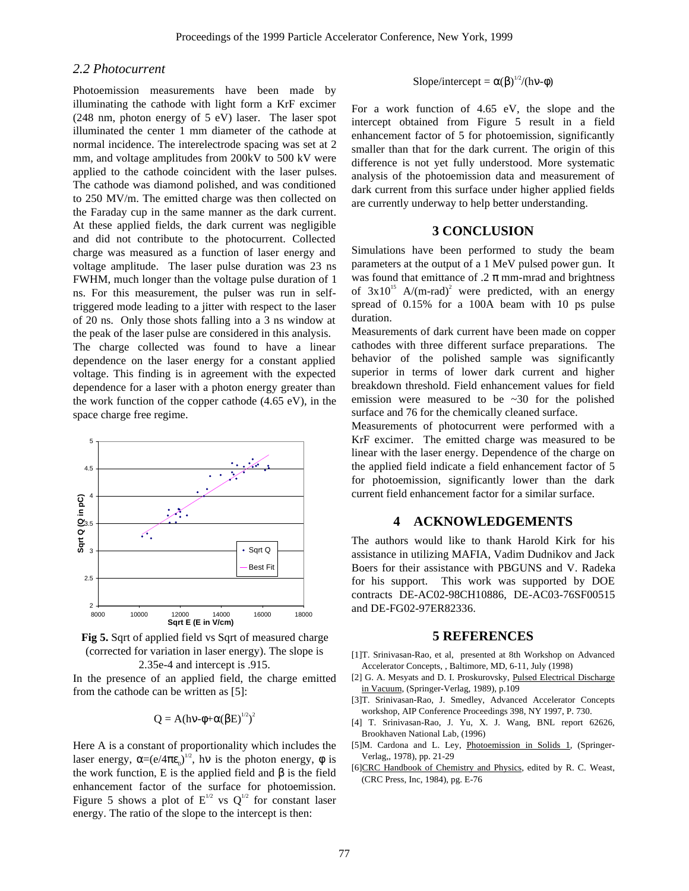### 2.2 Photocurrent

Photoemission measurements have been made by illuminating the cathode with light form a KrF excimer (248 nm, photon energy of 5 eV) laser. The laser spot illuminated the center 1 mm diameter of the cathode at normal incidence. The interelectrode spacing was set at 2 mm, and voltage amplitudes from 200kV to 500 kV were applied to the cathode coincident with the laser pulses. The cathode was diamond polished, and was conditioned to 250 MV/m. The emitted charge was then collected on the Faraday cup in the same manner as the dark current. At these applied fields, the dark current was negligible and did not contribute to the photocurrent. Collected charge was measured as a function of laser energy and voltage amplitude. The laser pulse duration was 23 ns FWHM, much longer than the voltage pulse duration of 1 ns. For this measurement, the pulser was run in self-triggered mode leading to a jitter with respect to the laser of 20 ns. Only those shots falling into a 3 ns window at the peak of the laser pulse are considered in this analysis.

The charge collected was found to have a linear dependence on the laser energy for a constant applied voltage. This finding is in agreement with the expected dependence for a laser with a photon energy greater than the work function of the copper cathode (4.65 eV), in the space charge free regime.

Sqrt Q (Q in pC)
5
4.5
4
3.5
3
2.5
2
8000 10000 12000 14000 16000 18000
Sqrt E (E in V/cm)
Sqrt Q
Best Fit

**Fig 5.** Sqrt of applied field vs Sqrt of measured charge (corrected for variation in laser energy). The slope is 2.35e-4 and intercept is .915.

In the presence of an applied field, the charge emitted from the cathode can be written as [5]:

$$Q = A(h\nu - \phi + \alpha(\beta E)^{1/2})^2$$

Here A is a constant of proportionality which includes the laser energy, $\alpha = (e/4\pi\varepsilon_0)^{1/2}$, $h\nu$ is the photon energy, $\phi$ is the work function, E is the applied field and $\beta$ is the field enhancement factor of the surface for photoemission. Figure 5 shows a plot of $E^{1/2}$ vs $Q^{1/2}$ for constant laser energy. The ratio of the slope to the intercept is then:

$$\text{Slope/intercept} = \alpha(\beta)^{1/2}/(h\nu - \phi)$$

For a work function of 4.65 eV, the slope and the intercept obtained from Figure 5 result in a field enhancement factor of 5 for photoemission, significantly smaller than that for the dark current. The origin of this difference is not yet fully understood. More systematic analysis of the photoemission data and measurement of dark current from this surface under higher applied fields are currently underway to help better understanding.

## 3 CONCLUSION

Simulations have been performed to study the beam parameters at the output of a 1 MeV pulsed power gun. It was found that emittance of .2 $\pi$ mm-mrad and brightness of $3\text{x}10^{15}$ $\text{A/(m-rad)}^2$ were predicted, with an energy spread of 0.15% for a 100A beam with 10 ps pulse duration.

Measurements of dark current have been made on copper cathodes with three different surface preparations. The behavior of the polished sample was significantly superior in terms of lower dark current and higher breakdown threshold. Field enhancement values for field emission were measured to be ~30 for the polished surface and 76 for the chemically cleaned surface.

Measurements of photocurrent were performed with a KrF excimer. The emitted charge was measured to be linear with the laser energy. Dependence of the charge on the applied field indicate a field enhancement factor of 5 for photoemission, significantly lower than the dark current field enhancement factor for a similar surface.

## 4 ACKNOWLEDGEMENTS

The authors would like to thank Harold Kirk for his assistance in utilizing MAFIA, Vadim Dudnikov and Jack Boers for their assistance with PBGUNS and V. Radeka for his support. This work was supported by DOE contracts DE-AC02-98CH10886, DE-AC03-76SF00515 and DE-FG02-97ER82336.

## 5 REFERENCES

[1]T. Srinivasan-Rao, et al, presented at 8th Workshop on Advanced Accelerator Concepts, , Baltimore, MD, 6-11, July (1998)

[2] G. A. Mesyats and D. I. Proskurovsky, Pulsed Electrical Discharge in Vacuum, (Springer-Verlag, 1989), p.109

[3]T. Srinivasan-Rao, J. Smedley, Advanced Accelerator Concepts workshop, AIP Conference Proceedings 398, NY 1997, P. 730.

[4] T. Srinivasan-Rao, J. Yu, X. J. Wang, BNL report 62626, Brookhaven National Lab, (1996)

[5]M. Cardona and L. Ley, Photoemission in Solids 1, (Springer-Verlag,, 1978), pp. 21-29

[6]CRC Handbook of Chemistry and Physics, edited by R. C. Weast, (CRC Press, Inc, 1984), pg. E-76